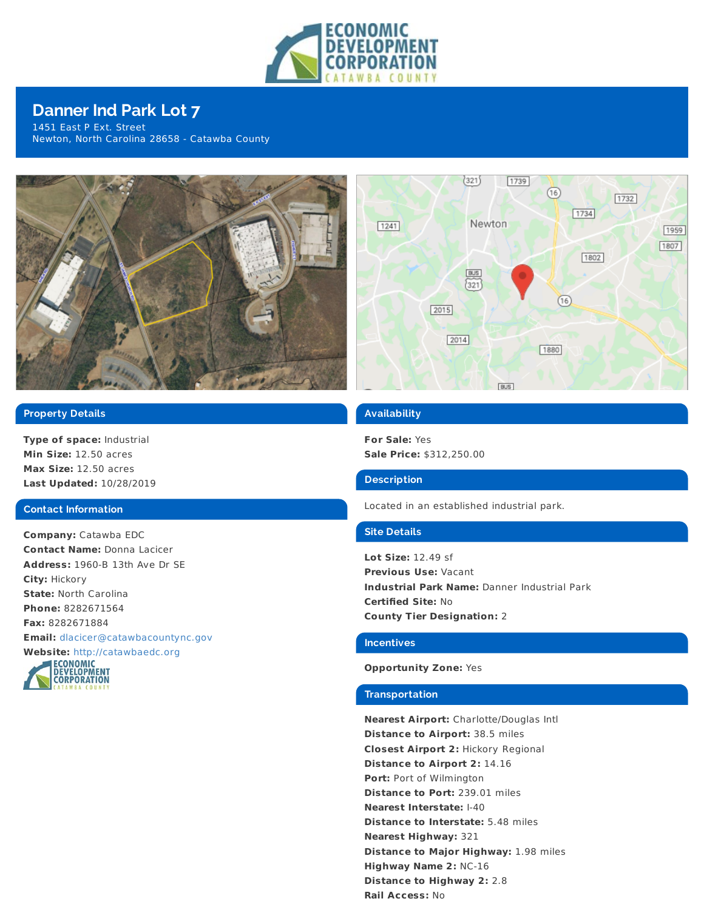# Danner Ind Park Lot 7

1451 East P Ext. Street
Newton, North Carolina 28658 - Catawba County

## Property Details

**Type of space:** Industrial
**Min Size:** 12.50 acres
**Max Size:** 12.50 acres
**Last Updated:** 10/28/2019

## Contact Information

**Company:** Catawba EDC
**Contact Name:** Donna Lacicer
**Address:** 1960-B 13th Ave Dr SE
**City:** Hickory
**State:** North Carolina
**Phone:** 8282671564
**Fax:** 8282671884
**Email:** dlacicer@catawbacountync.gov
**Website:** http://catawbaedc.org

## Availability

**For Sale:** Yes
**Sale Price:** $312,250.00

## Description

Located in an established industrial park.

## Site Details

**Lot Size:** 12.49 sf
**Previous Use:** Vacant
**Industrial Park Name:** Danner Industrial Park
**Certified Site:** No
**County Tier Designation:** 2

## Incentives

**Opportunity Zone:** Yes

## Transportation

**Nearest Airport:** Charlotte/Douglas Intl
**Distance to Airport:** 38.5 miles
**Closest Airport 2:** Hickory Regional
**Distance to Airport 2:** 14.16
**Port:** Port of Wilmington
**Distance to Port:** 239.01 miles
**Nearest Interstate:** I-40
**Distance to Interstate:** 5.48 miles
**Nearest Highway:** 321
**Distance to Major Highway:** 1.98 miles
**Highway Name 2:** NC-16
**Distance to Highway 2:** 2.8
**Rail Access:** No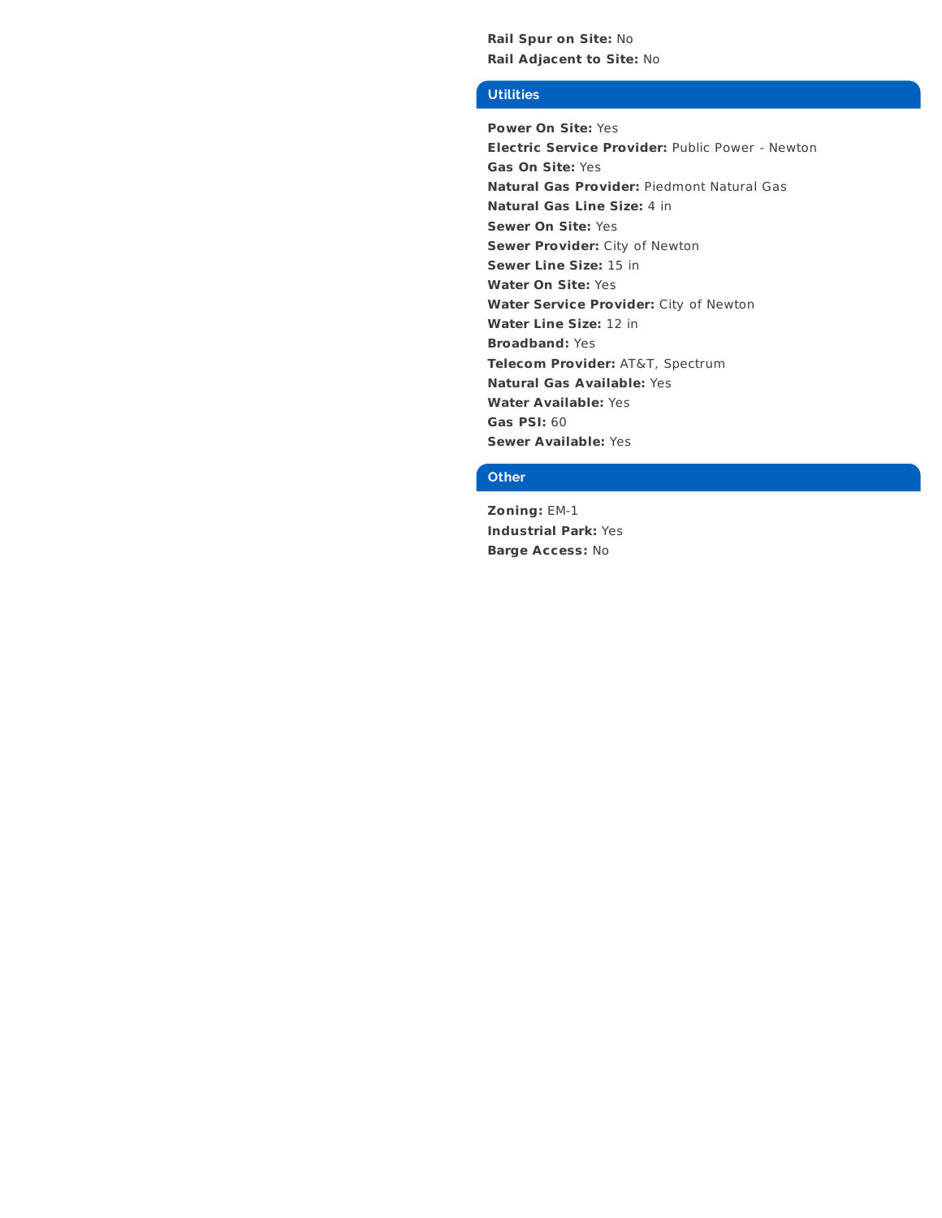**Rail Spur on Site:** No
**Rail Adjacent to Site:** No

## Utilities

**Power On Site:** Yes
**Electric Service Provider:** Public Power - Newton
**Gas On Site:** Yes
**Natural Gas Provider:** Piedmont Natural Gas
**Natural Gas Line Size:** 4 in
**Sewer On Site:** Yes
**Sewer Provider:** City of Newton
**Sewer Line Size:** 15 in
**Water On Site:** Yes
**Water Service Provider:** City of Newton
**Water Line Size:** 12 in
**Broadband:** Yes
**Telecom Provider:** AT&T, Spectrum
**Natural Gas Available:** Yes
**Water Available:** Yes
**Gas PSI:** 60
**Sewer Available:** Yes

## Other

**Zoning:** EM-1
**Industrial Park:** Yes
**Barge Access:** No